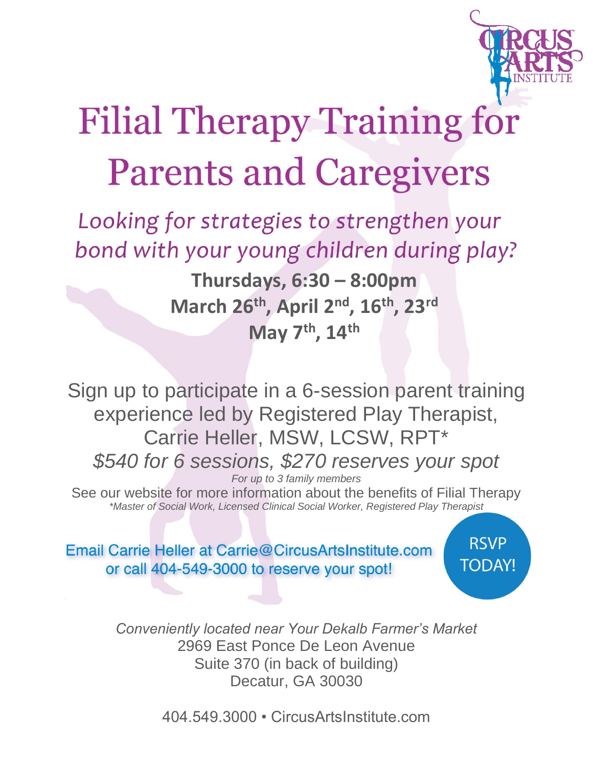# Filial Therapy Training for Parents and Caregivers

*Looking for strategies to strengthen your bond with your young children during play?*

**Thursdays, 6:30 – 8:00pm**
**March 26th, April 2nd, 16th, 23rd**
**May 7th, 14th**

Sign up to participate in a 6-session parent training experience led by Registered Play Therapist, Carrie Heller, MSW, LCSW, RPT*

*$540 for 6 sessions, $270 reserves your spot*

*For up to 3 family members*

See our website for more information about the benefits of Filial Therapy

*\*Master of Social Work, Licensed Clinical Social Worker, Registered Play Therapist*

Email Carrie Heller at Carrie@CircusArtsInstitute.com or call 404-549-3000 to reserve your spot!

RSVP TODAY!

*Conveniently located near Your Dekalb Farmer's Market*
2969 East Ponce De Leon Avenue
Suite 370 (in back of building)
Decatur, GA 30030

404.549.3000 • CircusArtsInstitute.com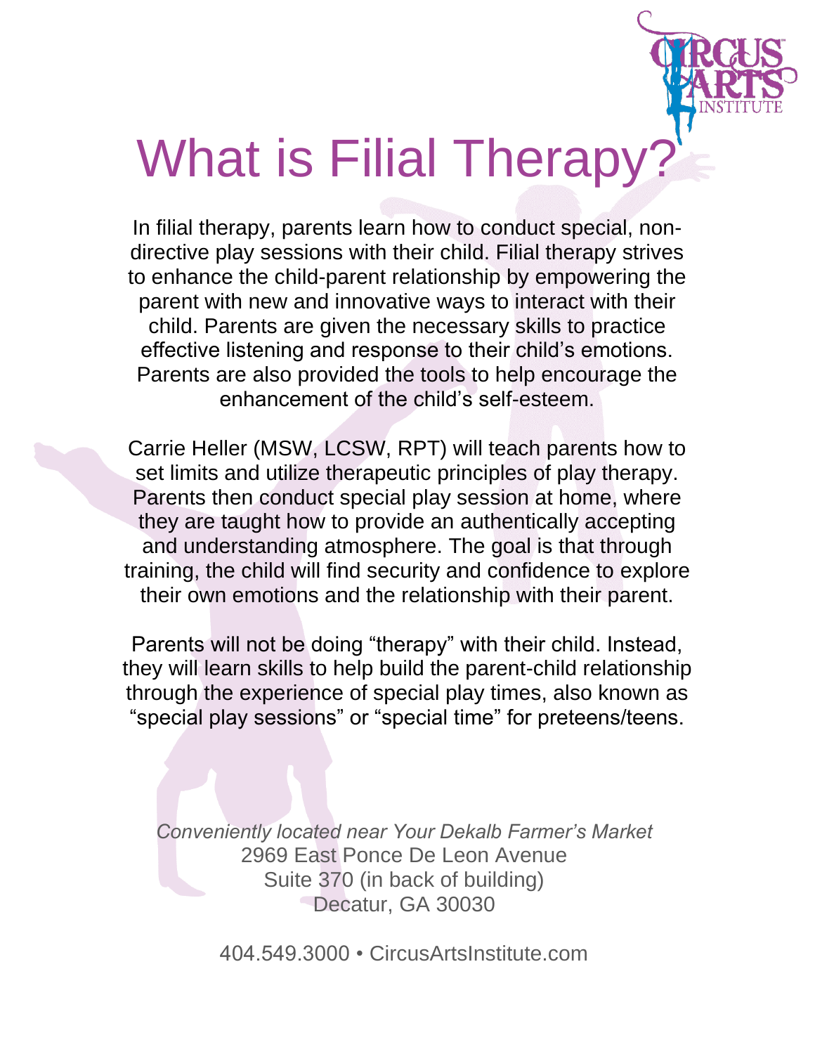# What is Filial Therapy?

In filial therapy, parents learn how to conduct special, non-directive play sessions with their child. Filial therapy strives to enhance the child-parent relationship by empowering the parent with new and innovative ways to interact with their child. Parents are given the necessary skills to practice effective listening and response to their child's emotions. Parents are also provided the tools to help encourage the enhancement of the child's self-esteem.

Carrie Heller (MSW, LCSW, RPT) will teach parents how to set limits and utilize therapeutic principles of play therapy. Parents then conduct special play session at home, where they are taught how to provide an authentically accepting and understanding atmosphere. The goal is that through training, the child will find security and confidence to explore their own emotions and the relationship with their parent.

Parents will not be doing "therapy" with their child. Instead, they will learn skills to help build the parent-child relationship through the experience of special play times, also known as "special play sessions" or "special time" for preteens/teens.

*Conveniently located near Your Dekalb Farmer's Market*
2969 East Ponce De Leon Avenue
Suite 370 (in back of building)
Decatur, GA 30030

404.549.3000 • CircusArtsInstitute.com